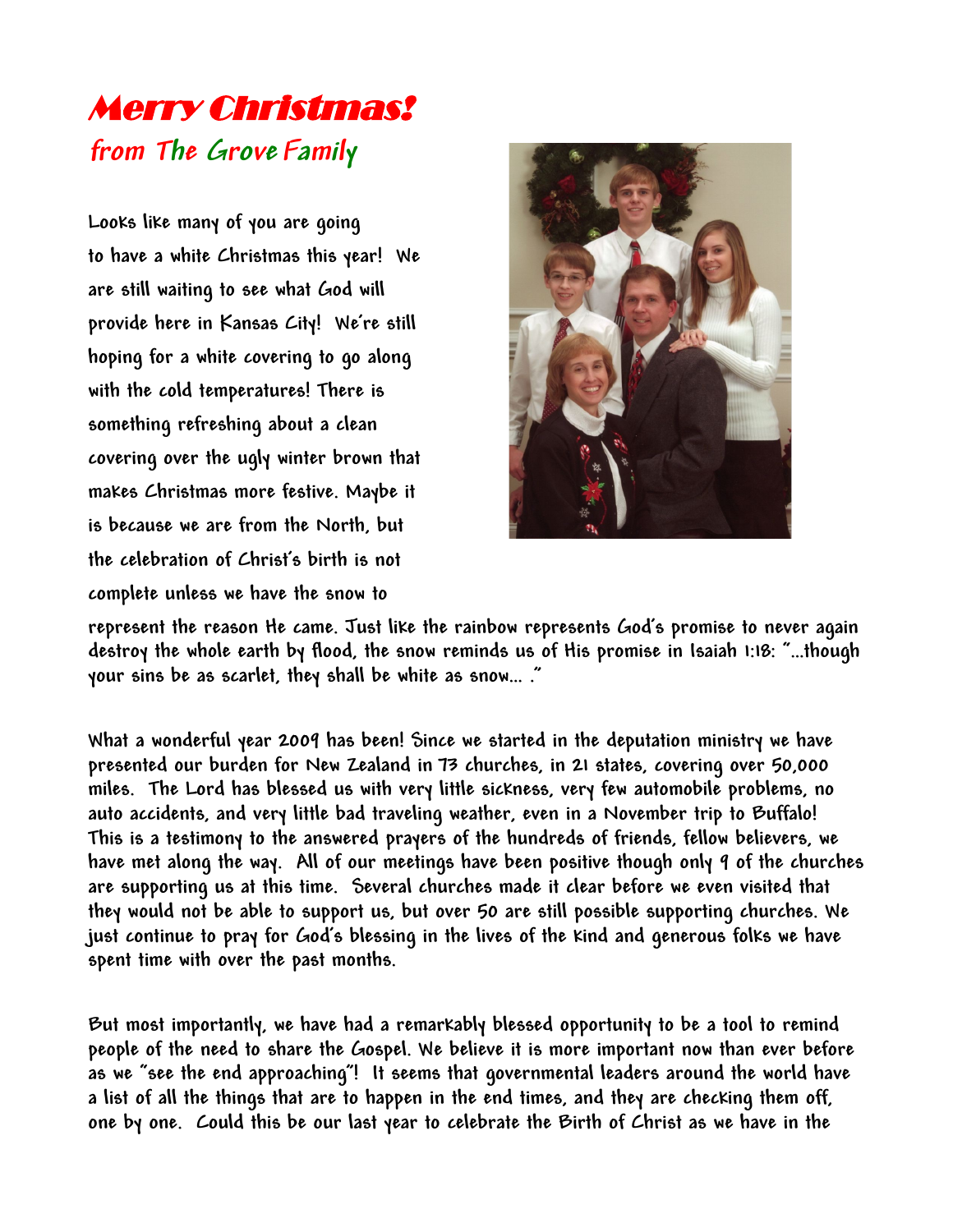# Merry Christmas!

## from The Grove Family

Looks like many of you are going to have a white Christmas this year! We are still waiting to see what God will provide here in Kansas City! We're still hoping for a white covering to go along with the cold temperatures! There is something refreshing about a clean covering over the ugly winter brown that makes Christmas more festive. Maybe it is because we are from the North, but the celebration of Christ's birth is not complete unless we have the snow to represent the reason He came. Just like the rainbow represents God's promise to never again destroy the whole earth by flood, the snow reminds us of His promise in Isaiah 1:18: "...though your sins be as scarlet, they shall be white as snow... ."

What a wonderful year 2009 has been! Since we started in the deputation ministry we have presented our burden for New Zealand in 73 churches, in 21 states, covering over 50,000 miles. The Lord has blessed us with very little sickness, very few automobile problems, no auto accidents, and very little bad traveling weather, even in a November trip to Buffalo! This is a testimony to the answered prayers of the hundreds of friends, fellow believers, we have met along the way. All of our meetings have been positive though only 9 of the churches are supporting us at this time. Several churches made it clear before we even visited that they would not be able to support us, but over 50 are still possible supporting churches. We just continue to pray for God's blessing in the lives of the kind and generous folks we have spent time with over the past months.

But most importantly, we have had a remarkably blessed opportunity to be a tool to remind people of the need to share the Gospel. We believe it is more important now than ever before as we "see the end approaching"! It seems that governmental leaders around the world have a list of all the things that are to happen in the end times, and they are checking them off, one by one. Could this be our last year to celebrate the Birth of Christ as we have in the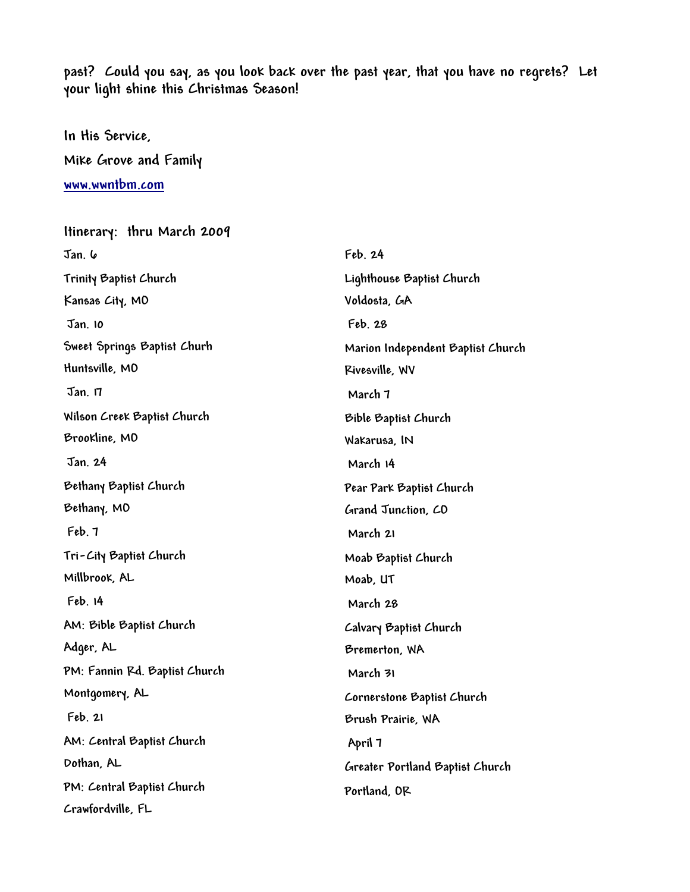past? Could you say, as you look back over the past year, that you have no regrets? Let your light shine this Christmas Season!

In His Service,

Mike Grove and Family

www.wwntbm.com

**Itinerary: thru March 2009**

Jan. 6

Trinity Baptist Church

Kansas City, MO

Jan. 10

Sweet Springs Baptist Churh

Huntsville, MO

Jan. 17

Wilson Creek Baptist Church

Brookline, MO

Jan. 24

Bethany Baptist Church

Bethany, MO

Feb. 7

Tri-City Baptist Church

Millbrook, AL

Feb. 14

AM: Bible Baptist Church

Adger, AL

PM: Fannin Rd. Baptist Church

Montgomery, AL

Feb. 21

AM: Central Baptist Church

Dothan, AL

PM: Central Baptist Church

Crawfordville, FL

Feb. 24

Lighthouse Baptist Church

Voldosta, GA

Feb. 28

Marion Independent Baptist Church

Rivesville, WV

March 7

Bible Baptist Church

Wakarusa, IN

March 14

Pear Park Baptist Church

Grand Junction, CO

March 21

Moab Baptist Church

Moab, UT

March 28

Calvary Baptist Church

Bremerton, WA

March 31

Cornerstone Baptist Church

Brush Prairie, WA

April 7

Greater Portland Baptist Church

Portland, OR